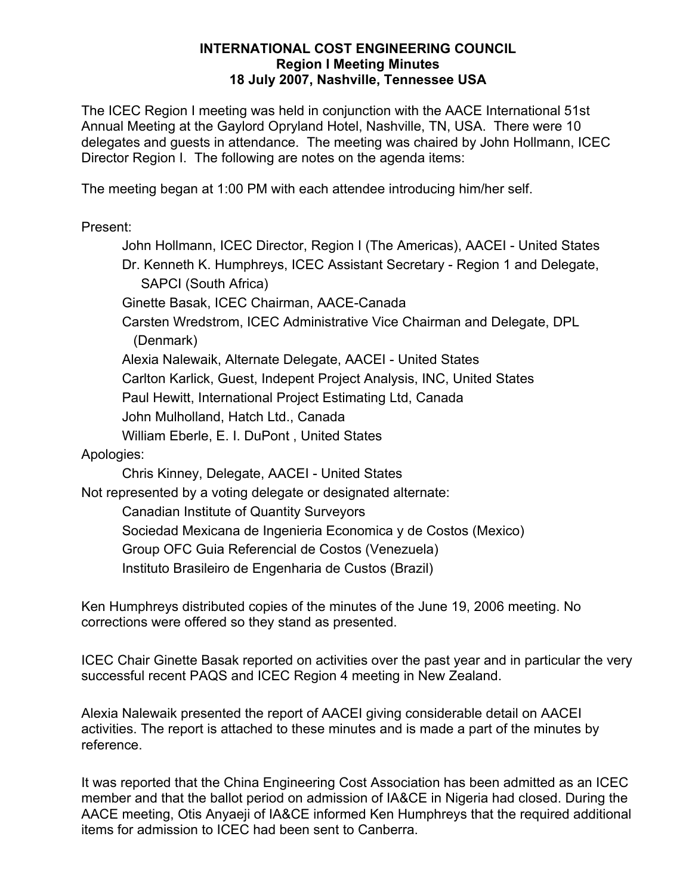**INTERNATIONAL COST ENGINEERING COUNCIL**
**Region I Meeting Minutes**
**18 July 2007, Nashville, Tennessee USA**

The ICEC Region I meeting was held in conjunction with the AACE International 51st Annual Meeting at the Gaylord Opryland Hotel, Nashville, TN, USA. There were 10 delegates and guests in attendance. The meeting was chaired by John Hollmann, ICEC Director Region I. The following are notes on the agenda items:

The meeting began at 1:00 PM with each attendee introducing him/her self.

Present:

- John Hollmann, ICEC Director, Region I (The Americas), AACEI - United States
- Dr. Kenneth K. Humphreys, ICEC Assistant Secretary - Region 1 and Delegate, SAPCI (South Africa)
- Ginette Basak, ICEC Chairman, AACE-Canada
- Carsten Wredstrom, ICEC Administrative Vice Chairman and Delegate, DPL (Denmark)
- Alexia Nalewaik, Alternate Delegate, AACEI - United States
- Carlton Karlick, Guest, Indepent Project Analysis, INC, United States
- Paul Hewitt, International Project Estimating Ltd, Canada
- John Mulholland, Hatch Ltd., Canada
- William Eberle, E. I. DuPont , United States

Apologies:

- Chris Kinney, Delegate, AACEI - United States

Not represented by a voting delegate or designated alternate:

- Canadian Institute of Quantity Surveyors
- Sociedad Mexicana de Ingenieria Economica y de Costos (Mexico)
- Group OFC Guia Referencial de Costos (Venezuela)
- Instituto Brasileiro de Engenharia de Custos (Brazil)

Ken Humphreys distributed copies of the minutes of the June 19, 2006 meeting. No corrections were offered so they stand as presented.

ICEC Chair Ginette Basak reported on activities over the past year and in particular the very successful recent PAQS and ICEC Region 4 meeting in New Zealand.

Alexia Nalewaik presented the report of AACEI giving considerable detail on AACEI activities. The report is attached to these minutes and is made a part of the minutes by reference.

It was reported that the China Engineering Cost Association has been admitted as an ICEC member and that the ballot period on admission of IA&CE in Nigeria had closed. During the AACE meeting, Otis Anyaeji of IA&CE informed Ken Humphreys that the required additional items for admission to ICEC had been sent to Canberra.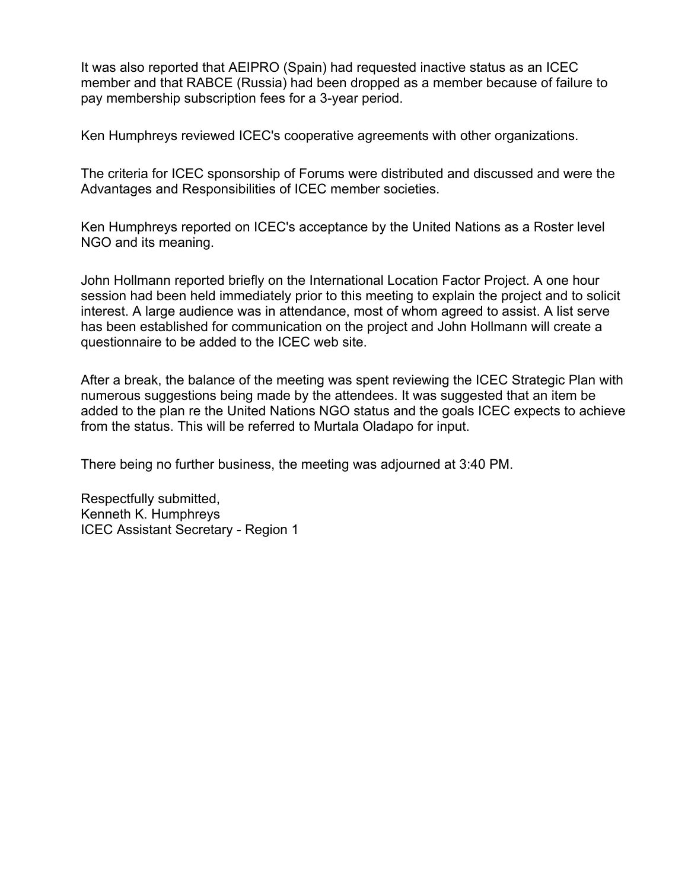It was also reported that AEIPRO (Spain) had requested inactive status as an ICEC member and that RABCE (Russia) had been dropped as a member because of failure to pay membership subscription fees for a 3-year period.

Ken Humphreys reviewed ICEC's cooperative agreements with other organizations.

The criteria for ICEC sponsorship of Forums were distributed and discussed and were the Advantages and Responsibilities of ICEC member societies.

Ken Humphreys reported on ICEC's acceptance by the United Nations as a Roster level NGO and its meaning.

John Hollmann reported briefly on the International Location Factor Project. A one hour session had been held immediately prior to this meeting to explain the project and to solicit interest. A large audience was in attendance, most of whom agreed to assist. A list serve has been established for communication on the project and John Hollmann will create a questionnaire to be added to the ICEC web site.

After a break, the balance of the meeting was spent reviewing the ICEC Strategic Plan with numerous suggestions being made by the attendees. It was suggested that an item be added to the plan re the United Nations NGO status and the goals ICEC expects to achieve from the status. This will be referred to Murtala Oladapo for input.

There being no further business, the meeting was adjourned at 3:40 PM.

Respectfully submitted,
Kenneth K. Humphreys
ICEC Assistant Secretary - Region 1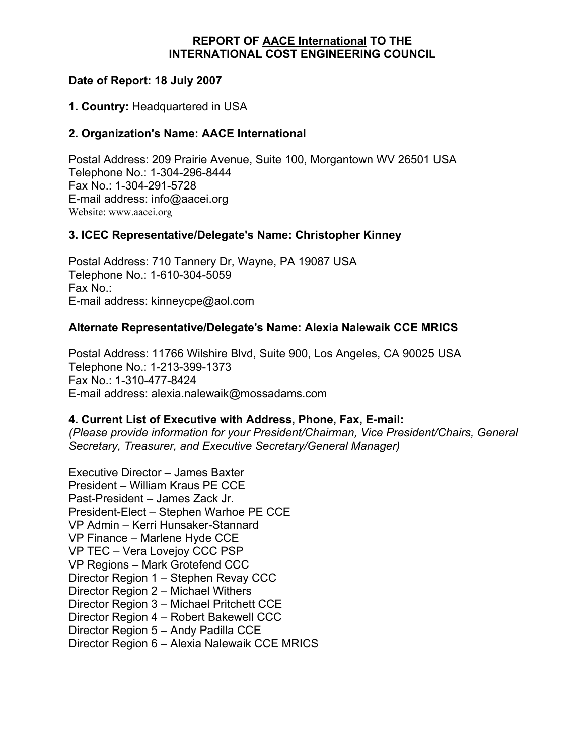# REPORT OF AACE International TO THE INTERNATIONAL COST ENGINEERING COUNCIL

**Date of Report: 18 July 2007**

**1. Country:** Headquartered in USA

**2. Organization's Name: AACE International**

Postal Address: 209 Prairie Avenue, Suite 100, Morgantown WV 26501 USA
Telephone No.: 1-304-296-8444
Fax No.: 1-304-291-5728
E-mail address: info@aacei.org
Website: www.aacei.org

**3. ICEC Representative/Delegate's Name: Christopher Kinney**

Postal Address: 710 Tannery Dr, Wayne, PA 19087 USA
Telephone No.: 1-610-304-5059
Fax No.:
E-mail address: kinneycpe@aol.com

**Alternate Representative/Delegate's Name: Alexia Nalewaik CCE MRICS**

Postal Address: 11766 Wilshire Blvd, Suite 900, Los Angeles, CA 90025 USA
Telephone No.: 1-213-399-1373
Fax No.: 1-310-477-8424
E-mail address: alexia.nalewaik@mossadams.com

**4. Current List of Executive with Address, Phone, Fax, E-mail:**
*(Please provide information for your President/Chairman, Vice President/Chairs, General Secretary, Treasurer, and Executive Secretary/General Manager)*

Executive Director – James Baxter
President – William Kraus PE CCE
Past-President – James Zack Jr.
President-Elect – Stephen Warhoe PE CCE
VP Admin – Kerri Hunsaker-Stannard
VP Finance – Marlene Hyde CCE
VP TEC – Vera Lovejoy CCC PSP
VP Regions – Mark Grotefend CCC
Director Region 1 – Stephen Revay CCC
Director Region 2 – Michael Withers
Director Region 3 – Michael Pritchett CCE
Director Region 4 – Robert Bakewell CCC
Director Region 5 – Andy Padilla CCE
Director Region 6 – Alexia Nalewaik CCE MRICS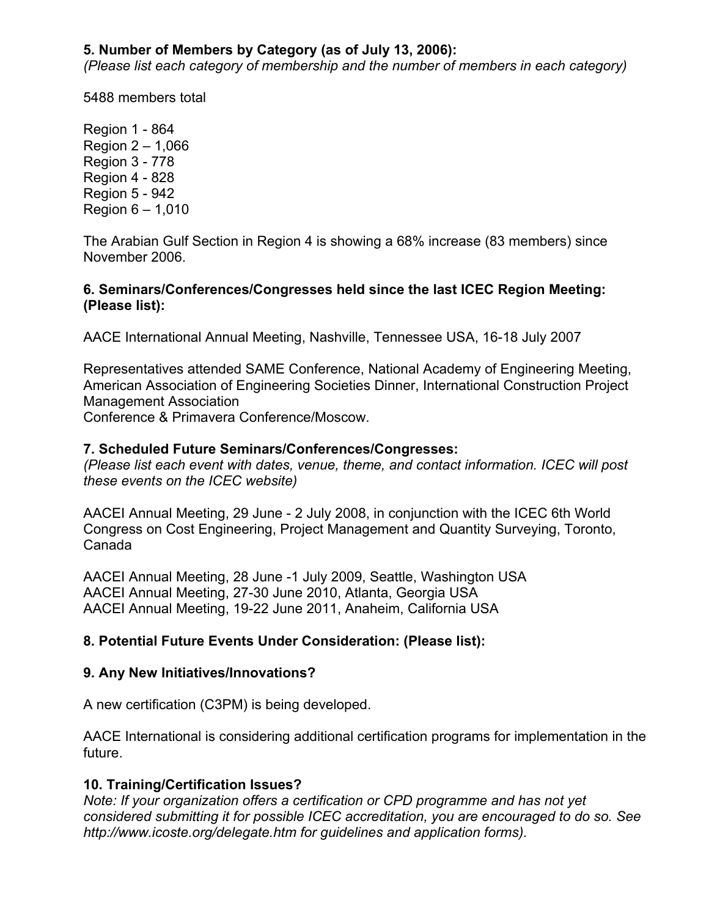**5. Number of Members by Category (as of July 13, 2006):**
*(Please list each category of membership and the number of members in each category)*

5488 members total

Region 1 - 864
Region 2 – 1,066
Region 3 - 778
Region 4 - 828
Region 5 - 942
Region 6 – 1,010

The Arabian Gulf Section in Region 4 is showing a 68% increase (83 members) since November 2006.

**6. Seminars/Conferences/Congresses held since the last ICEC Region Meeting: (Please list):**

AACE International Annual Meeting, Nashville, Tennessee USA, 16-18 July 2007

Representatives attended SAME Conference, National Academy of Engineering Meeting, American Association of Engineering Societies Dinner, International Construction Project Management Association
Conference & Primavera Conference/Moscow.

**7. Scheduled Future Seminars/Conferences/Congresses:**
*(Please list each event with dates, venue, theme, and contact information. ICEC will post these events on the ICEC website)*

AACEI Annual Meeting, 29 June - 2 July 2008, in conjunction with the ICEC 6th World Congress on Cost Engineering, Project Management and Quantity Surveying, Toronto, Canada

AACEI Annual Meeting, 28 June -1 July 2009, Seattle, Washington USA
AACEI Annual Meeting, 27-30 June 2010, Atlanta, Georgia USA
AACEI Annual Meeting, 19-22 June 2011, Anaheim, California USA

**8. Potential Future Events Under Consideration: (Please list):**

**9. Any New Initiatives/Innovations?**

A new certification (C3PM) is being developed.

AACE International is considering additional certification programs for implementation in the future.

**10. Training/Certification Issues?**
*Note: If your organization offers a certification or CPD programme and has not yet considered submitting it for possible ICEC accreditation, you are encouraged to do so. See http://www.icoste.org/delegate.htm for guidelines and application forms).*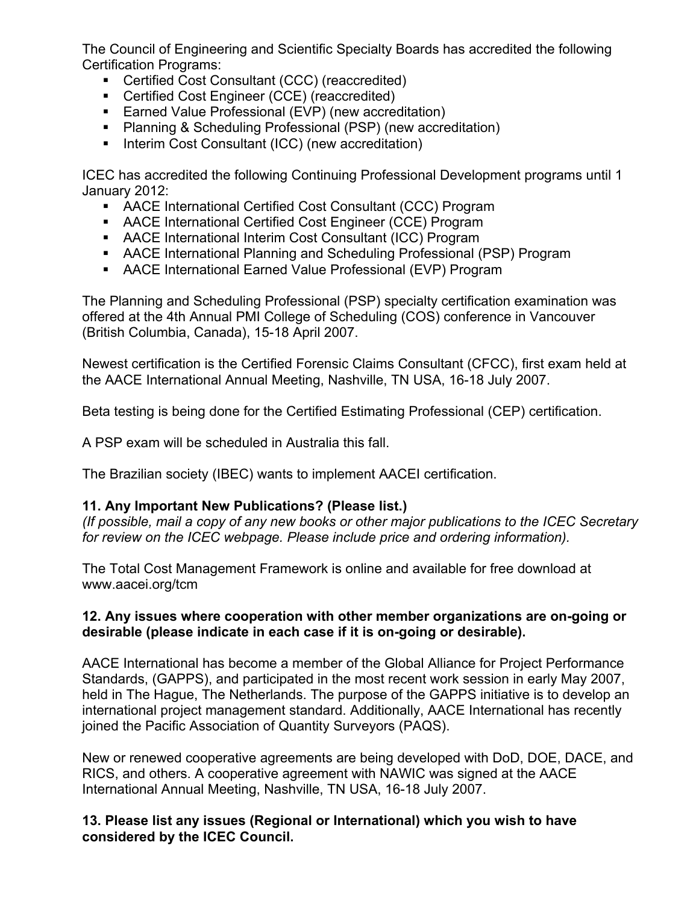The Council of Engineering and Scientific Specialty Boards has accredited the following Certification Programs:

- Certified Cost Consultant (CCC) (reaccredited)
- Certified Cost Engineer (CCE) (reaccredited)
- Earned Value Professional (EVP) (new accreditation)
- Planning & Scheduling Professional (PSP) (new accreditation)
- Interim Cost Consultant (ICC) (new accreditation)

ICEC has accredited the following Continuing Professional Development programs until 1 January 2012:

- AACE International Certified Cost Consultant (CCC) Program
- AACE International Certified Cost Engineer (CCE) Program
- AACE International Interim Cost Consultant (ICC) Program
- AACE International Planning and Scheduling Professional (PSP) Program
- AACE International Earned Value Professional (EVP) Program

The Planning and Scheduling Professional (PSP) specialty certification examination was offered at the 4th Annual PMI College of Scheduling (COS) conference in Vancouver (British Columbia, Canada), 15-18 April 2007.

Newest certification is the Certified Forensic Claims Consultant (CFCC), first exam held at the AACE International Annual Meeting, Nashville, TN USA, 16-18 July 2007.

Beta testing is being done for the Certified Estimating Professional (CEP) certification.

A PSP exam will be scheduled in Australia this fall.

The Brazilian society (IBEC) wants to implement AACEI certification.

**11. Any Important New Publications? (Please list.)**

*(If possible, mail a copy of any new books or other major publications to the ICEC Secretary for review on the ICEC webpage. Please include price and ordering information).*

The Total Cost Management Framework is online and available for free download at www.aacei.org/tcm

**12. Any issues where cooperation with other member organizations are on-going or desirable (please indicate in each case if it is on-going or desirable).**

AACE International has become a member of the Global Alliance for Project Performance Standards, (GAPPS), and participated in the most recent work session in early May 2007, held in The Hague, The Netherlands. The purpose of the GAPPS initiative is to develop an international project management standard. Additionally, AACE International has recently joined the Pacific Association of Quantity Surveyors (PAQS).

New or renewed cooperative agreements are being developed with DoD, DOE, DACE, and RICS, and others. A cooperative agreement with NAWIC was signed at the AACE International Annual Meeting, Nashville, TN USA, 16-18 July 2007.

**13. Please list any issues (Regional or International) which you wish to have considered by the ICEC Council.**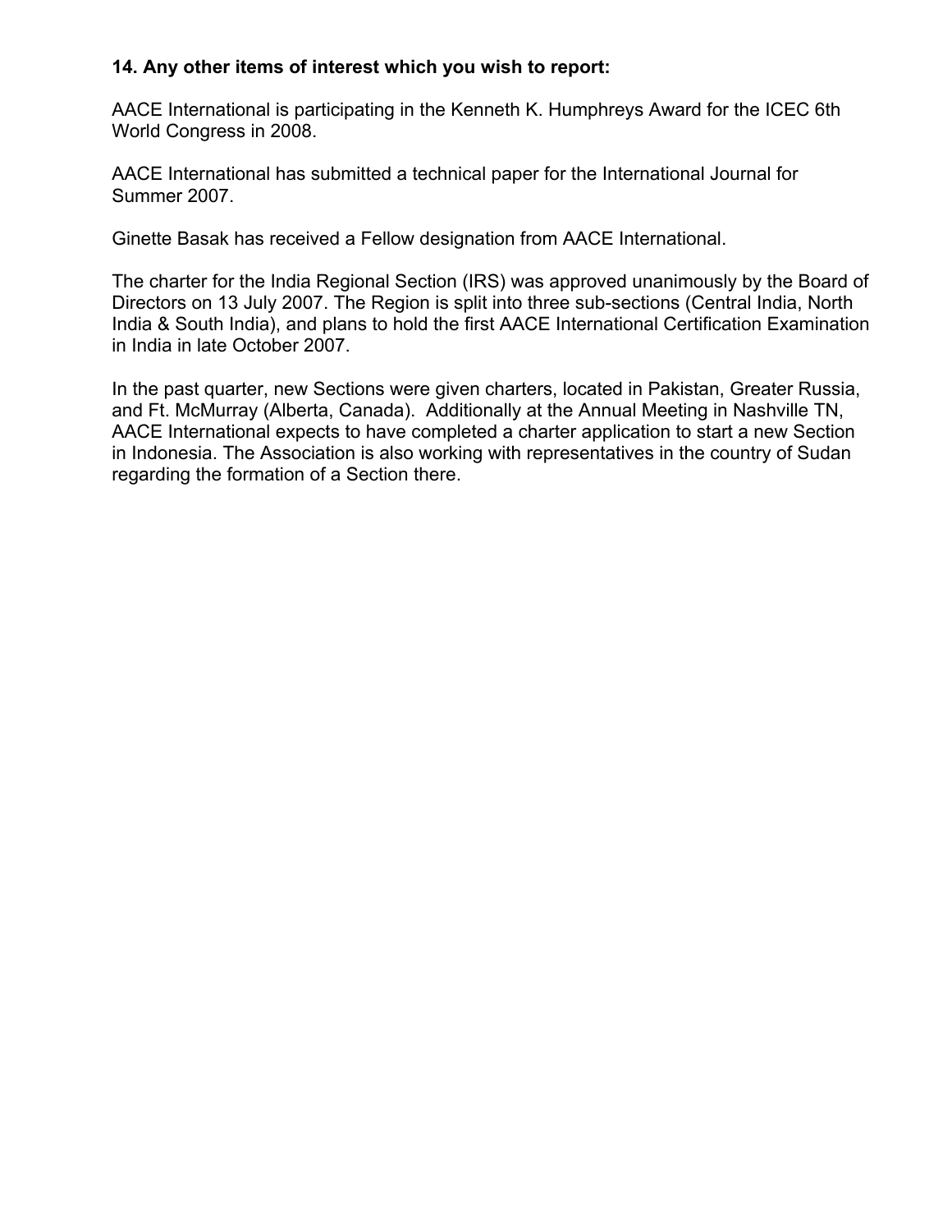**14. Any other items of interest which you wish to report:**

AACE International is participating in the Kenneth K. Humphreys Award for the ICEC 6th World Congress in 2008.

AACE International has submitted a technical paper for the International Journal for Summer 2007.

Ginette Basak has received a Fellow designation from AACE International.

The charter for the India Regional Section (IRS) was approved unanimously by the Board of Directors on 13 July 2007. The Region is split into three sub-sections (Central India, North India & South India), and plans to hold the first AACE International Certification Examination in India in late October 2007.

In the past quarter, new Sections were given charters, located in Pakistan, Greater Russia, and Ft. McMurray (Alberta, Canada). Additionally at the Annual Meeting in Nashville TN, AACE International expects to have completed a charter application to start a new Section in Indonesia. The Association is also working with representatives in the country of Sudan regarding the formation of a Section there.